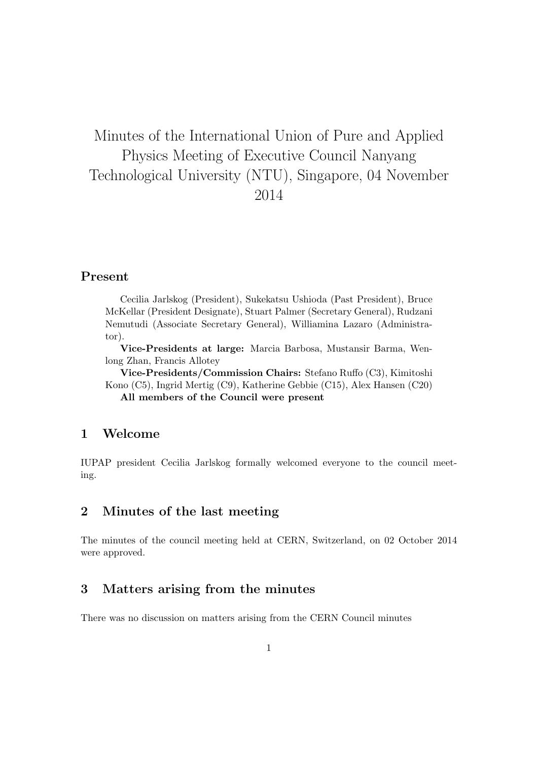# Minutes of the International Union of Pure and Applied Physics Meeting of Executive Council Nanyang Technological University (NTU), Singapore, 04 November 2014

## Present

Cecilia Jarlskog (President), Sukekatsu Ushioda (Past President), Bruce McKellar (President Designate), Stuart Palmer (Secretary General), Rudzani Nemutudi (Associate Secretary General), Williamina Lazaro (Administrator).

**Vice-Presidents at large:** Marcia Barbosa, Mustansir Barma, Wenlong Zhan, Francis Allotey

**Vice-Presidents/Commission Chairs:** Stefano Ruffo (C3), Kimitoshi Kono (C5), Ingrid Mertig (C9), Katherine Gebbie (C15), Alex Hansen (C20)

**All members of the Council were present**

## 1 Welcome

IUPAP president Cecilia Jarlskog formally welcomed everyone to the council meeting.

## 2 Minutes of the last meeting

The minutes of the council meeting held at CERN, Switzerland, on 02 October 2014 were approved.

## 3 Matters arising from the minutes

There was no discussion on matters arising from the CERN Council minutes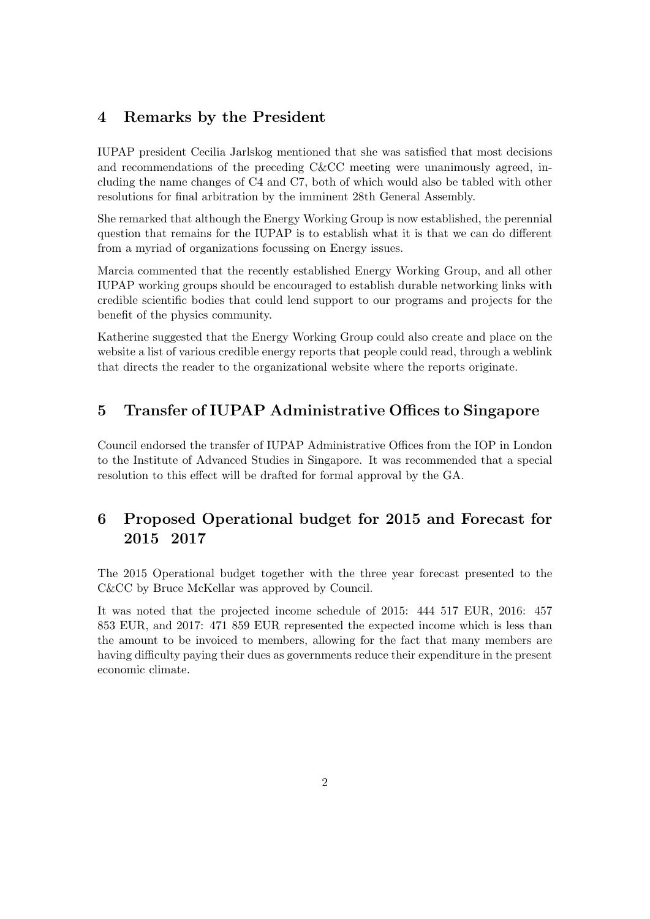## 4 Remarks by the President

IUPAP president Cecilia Jarlskog mentioned that she was satisfied that most decisions and recommendations of the preceding C&CC meeting were unanimously agreed, including the name changes of C4 and C7, both of which would also be tabled with other resolutions for final arbitration by the imminent 28th General Assembly.

She remarked that although the Energy Working Group is now established, the perennial question that remains for the IUPAP is to establish what it is that we can do different from a myriad of organizations focussing on Energy issues.

Marcia commented that the recently established Energy Working Group, and all other IUPAP working groups should be encouraged to establish durable networking links with credible scientific bodies that could lend support to our programs and projects for the benefit of the physics community.

Katherine suggested that the Energy Working Group could also create and place on the website a list of various credible energy reports that people could read, through a weblink that directs the reader to the organizational website where the reports originate.

## 5 Transfer of IUPAP Administrative Offices to Singapore

Council endorsed the transfer of IUPAP Administrative Offices from the IOP in London to the Institute of Advanced Studies in Singapore. It was recommended that a special resolution to this effect will be drafted for formal approval by the GA.

## 6 Proposed Operational budget for 2015 and Forecast for 2015 2017

The 2015 Operational budget together with the three year forecast presented to the C&CC by Bruce McKellar was approved by Council.

It was noted that the projected income schedule of 2015: 444 517 EUR, 2016: 457 853 EUR, and 2017: 471 859 EUR represented the expected income which is less than the amount to be invoiced to members, allowing for the fact that many members are having difficulty paying their dues as governments reduce their expenditure in the present economic climate.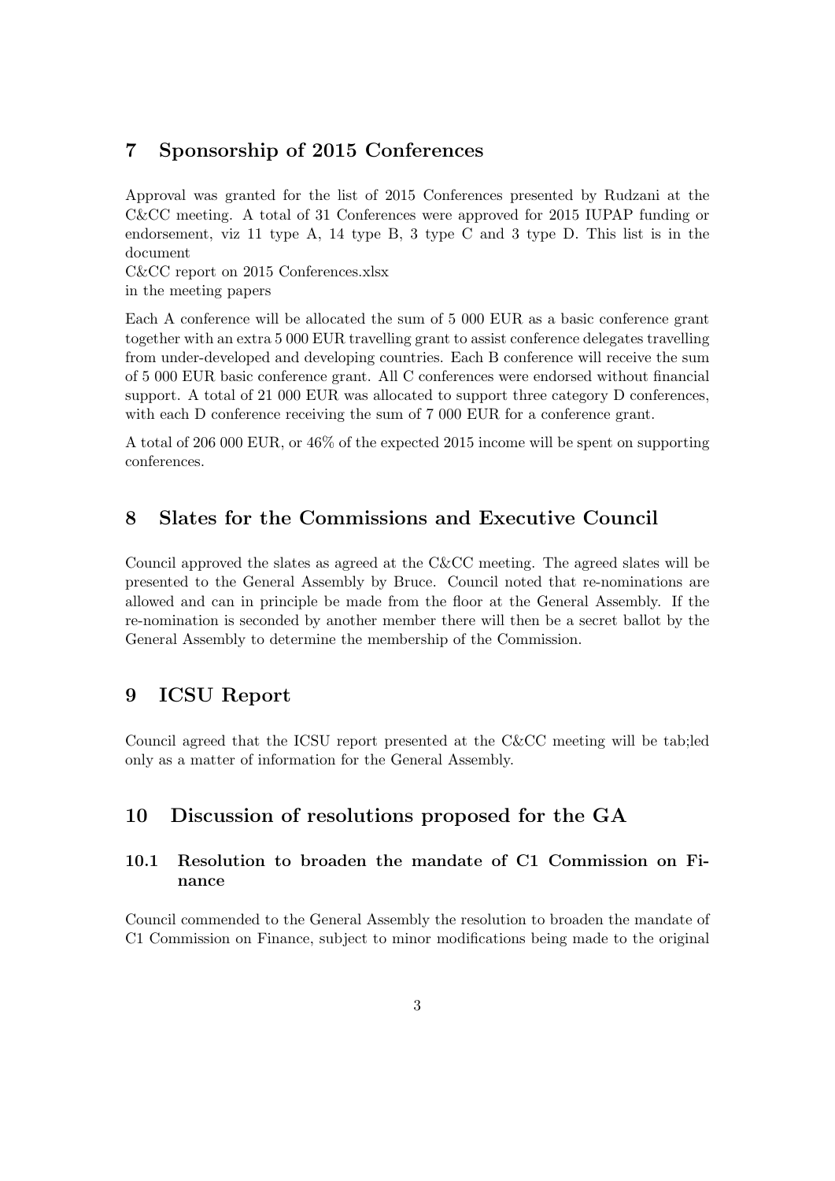## 7 Sponsorship of 2015 Conferences

Approval was granted for the list of 2015 Conferences presented by Rudzani at the C&CC meeting. A total of 31 Conferences were approved for 2015 IUPAP funding or endorsement, viz 11 type A, 14 type B, 3 type C and 3 type D. This list is in the document

C&CC report on 2015 Conferences.xlsx

in the meeting papers

Each A conference will be allocated the sum of 5 000 EUR as a basic conference grant together with an extra 5 000 EUR travelling grant to assist conference delegates travelling from under-developed and developing countries. Each B conference will receive the sum of 5 000 EUR basic conference grant. All C conferences were endorsed without financial support. A total of 21 000 EUR was allocated to support three category D conferences, with each D conference receiving the sum of 7 000 EUR for a conference grant.

A total of 206 000 EUR, or 46% of the expected 2015 income will be spent on supporting conferences.

## 8 Slates for the Commissions and Executive Council

Council approved the slates as agreed at the C&CC meeting. The agreed slates will be presented to the General Assembly by Bruce. Council noted that re-nominations are allowed and can in principle be made from the floor at the General Assembly. If the re-nomination is seconded by another member there will then be a secret ballot by the General Assembly to determine the membership of the Commission.

## 9 ICSU Report

Council agreed that the ICSU report presented at the C&CC meeting will be tab;led only as a matter of information for the General Assembly.

## 10 Discussion of resolutions proposed for the GA

### 10.1 Resolution to broaden the mandate of C1 Commission on Finance

Council commended to the General Assembly the resolution to broaden the mandate of C1 Commission on Finance, subject to minor modifications being made to the original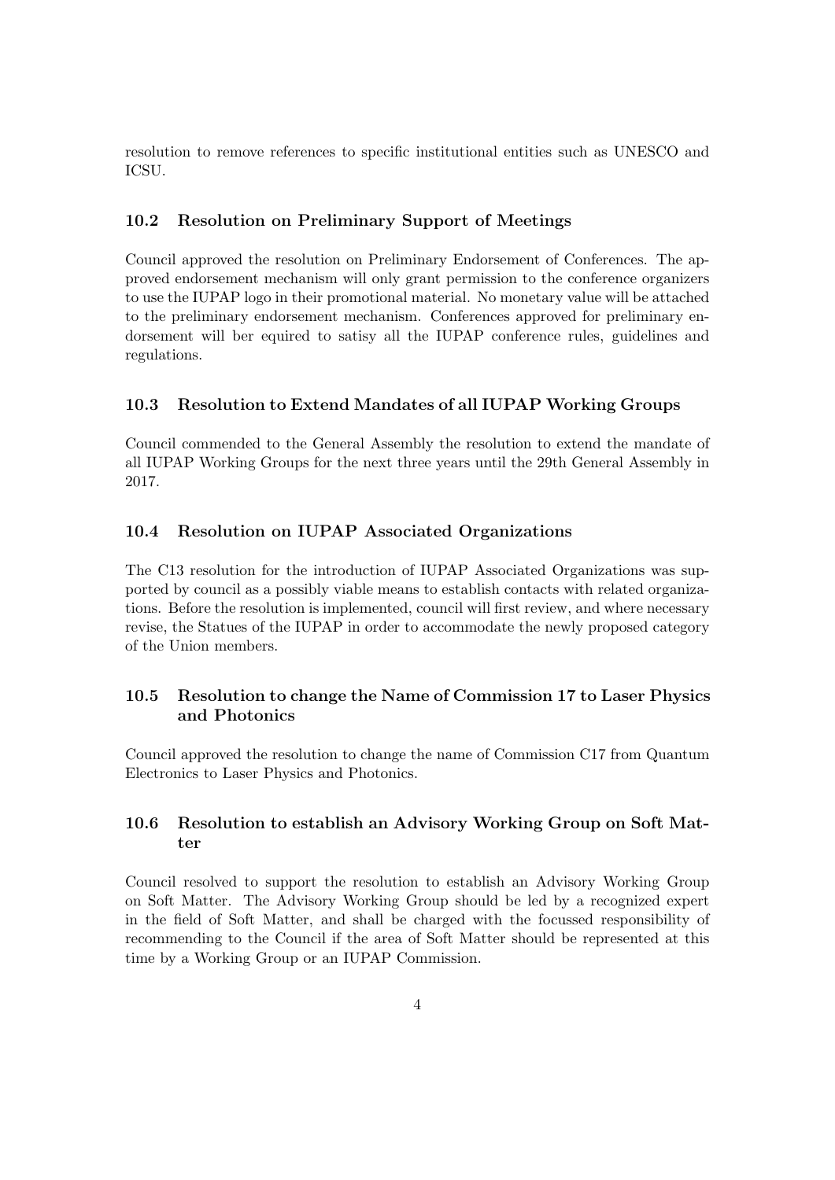resolution to remove references to specific institutional entities such as UNESCO and ICSU.

### 10.2 Resolution on Preliminary Support of Meetings

Council approved the resolution on Preliminary Endorsement of Conferences. The approved endorsement mechanism will only grant permission to the conference organizers to use the IUPAP logo in their promotional material. No monetary value will be attached to the preliminary endorsement mechanism. Conferences approved for preliminary endorsement will ber equired to satisy all the IUPAP conference rules, guidelines and regulations.

### 10.3 Resolution to Extend Mandates of all IUPAP Working Groups

Council commended to the General Assembly the resolution to extend the mandate of all IUPAP Working Groups for the next three years until the 29th General Assembly in 2017.

### 10.4 Resolution on IUPAP Associated Organizations

The C13 resolution for the introduction of IUPAP Associated Organizations was supported by council as a possibly viable means to establish contacts with related organizations. Before the resolution is implemented, council will first review, and where necessary revise, the Statues of the IUPAP in order to accommodate the newly proposed category of the Union members.

### 10.5 Resolution to change the Name of Commission 17 to Laser Physics and Photonics

Council approved the resolution to change the name of Commission C17 from Quantum Electronics to Laser Physics and Photonics.

### 10.6 Resolution to establish an Advisory Working Group on Soft Matter

Council resolved to support the resolution to establish an Advisory Working Group on Soft Matter. The Advisory Working Group should be led by a recognized expert in the field of Soft Matter, and shall be charged with the focussed responsibility of recommending to the Council if the area of Soft Matter should be represented at this time by a Working Group or an IUPAP Commission.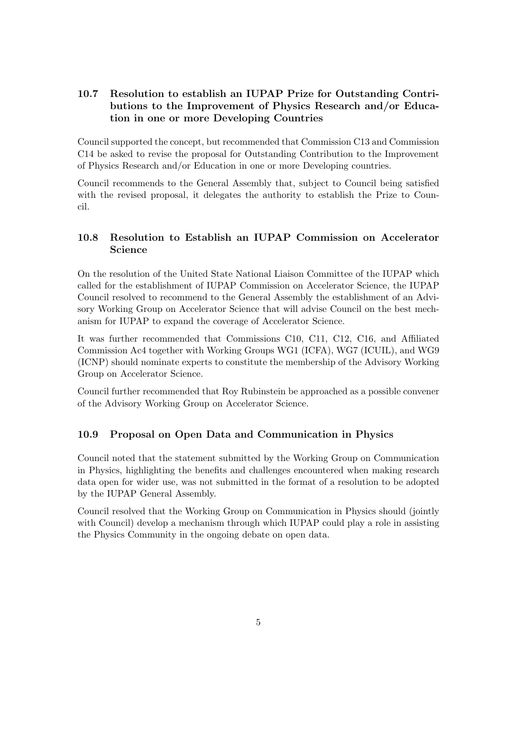### 10.7 Resolution to establish an IUPAP Prize for Outstanding Contributions to the Improvement of Physics Research and/or Education in one or more Developing Countries

Council supported the concept, but recommended that Commission C13 and Commission C14 be asked to revise the proposal for Outstanding Contribution to the Improvement of Physics Research and/or Education in one or more Developing countries.

Council recommends to the General Assembly that, subject to Council being satisfied with the revised proposal, it delegates the authority to establish the Prize to Council.

### 10.8 Resolution to Establish an IUPAP Commission on Accelerator Science

On the resolution of the United State National Liaison Committee of the IUPAP which called for the establishment of IUPAP Commission on Accelerator Science, the IUPAP Council resolved to recommend to the General Assembly the establishment of an Advisory Working Group on Accelerator Science that will advise Council on the best mechanism for IUPAP to expand the coverage of Accelerator Science.

It was further recommended that Commissions C10, C11, C12, C16, and Affiliated Commission Ac4 together with Working Groups WG1 (ICFA), WG7 (ICUIL), and WG9 (ICNP) should nominate experts to constitute the membership of the Advisory Working Group on Accelerator Science.

Council further recommended that Roy Rubinstein be approached as a possible convener of the Advisory Working Group on Accelerator Science.

### 10.9 Proposal on Open Data and Communication in Physics

Council noted that the statement submitted by the Working Group on Communication in Physics, highlighting the benefits and challenges encountered when making research data open for wider use, was not submitted in the format of a resolution to be adopted by the IUPAP General Assembly.

Council resolved that the Working Group on Communication in Physics should (jointly with Council) develop a mechanism through which IUPAP could play a role in assisting the Physics Community in the ongoing debate on open data.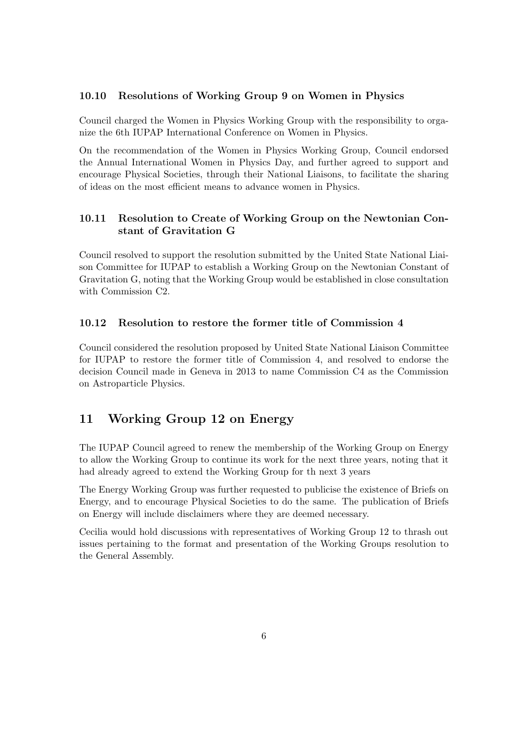### 10.10 Resolutions of Working Group 9 on Women in Physics

Council charged the Women in Physics Working Group with the responsibility to organize the 6th IUPAP International Conference on Women in Physics.

On the recommendation of the Women in Physics Working Group, Council endorsed the Annual International Women in Physics Day, and further agreed to support and encourage Physical Societies, through their National Liaisons, to facilitate the sharing of ideas on the most efficient means to advance women in Physics.

### 10.11 Resolution to Create of Working Group on the Newtonian Constant of Gravitation G

Council resolved to support the resolution submitted by the United State National Liaison Committee for IUPAP to establish a Working Group on the Newtonian Constant of Gravitation G, noting that the Working Group would be established in close consultation with Commission C2.

### 10.12 Resolution to restore the former title of Commission 4

Council considered the resolution proposed by United State National Liaison Committee for IUPAP to restore the former title of Commission 4, and resolved to endorse the decision Council made in Geneva in 2013 to name Commission C4 as the Commission on Astroparticle Physics.

## 11 Working Group 12 on Energy

The IUPAP Council agreed to renew the membership of the Working Group on Energy to allow the Working Group to continue its work for the next three years, noting that it had already agreed to extend the Working Group for th next 3 years

The Energy Working Group was further requested to publicise the existence of Briefs on Energy, and to encourage Physical Societies to do the same. The publication of Briefs on Energy will include disclaimers where they are deemed necessary.

Cecilia would hold discussions with representatives of Working Group 12 to thrash out issues pertaining to the format and presentation of the Working Groups resolution to the General Assembly.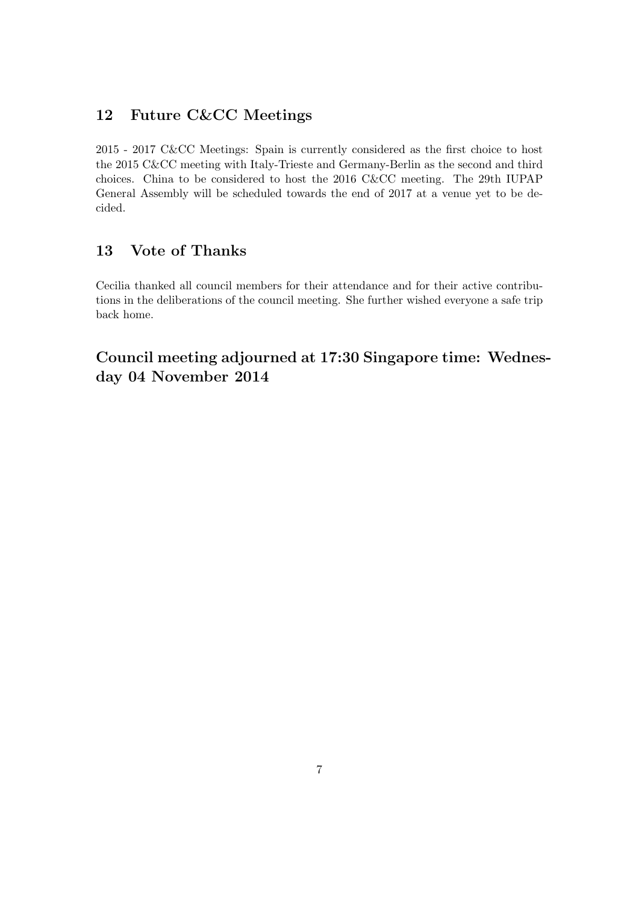## 12 Future C&CC Meetings

2015 - 2017 C&CC Meetings: Spain is currently considered as the first choice to host the 2015 C&CC meeting with Italy-Trieste and Germany-Berlin as the second and third choices. China to be considered to host the 2016 C&CC meeting. The 29th IUPAP General Assembly will be scheduled towards the end of 2017 at a venue yet to be decided.

## 13 Vote of Thanks

Cecilia thanked all council members for their attendance and for their active contributions in the deliberations of the council meeting. She further wished everyone a safe trip back home.

## Council meeting adjourned at 17:30 Singapore time: Wednesday 04 November 2014